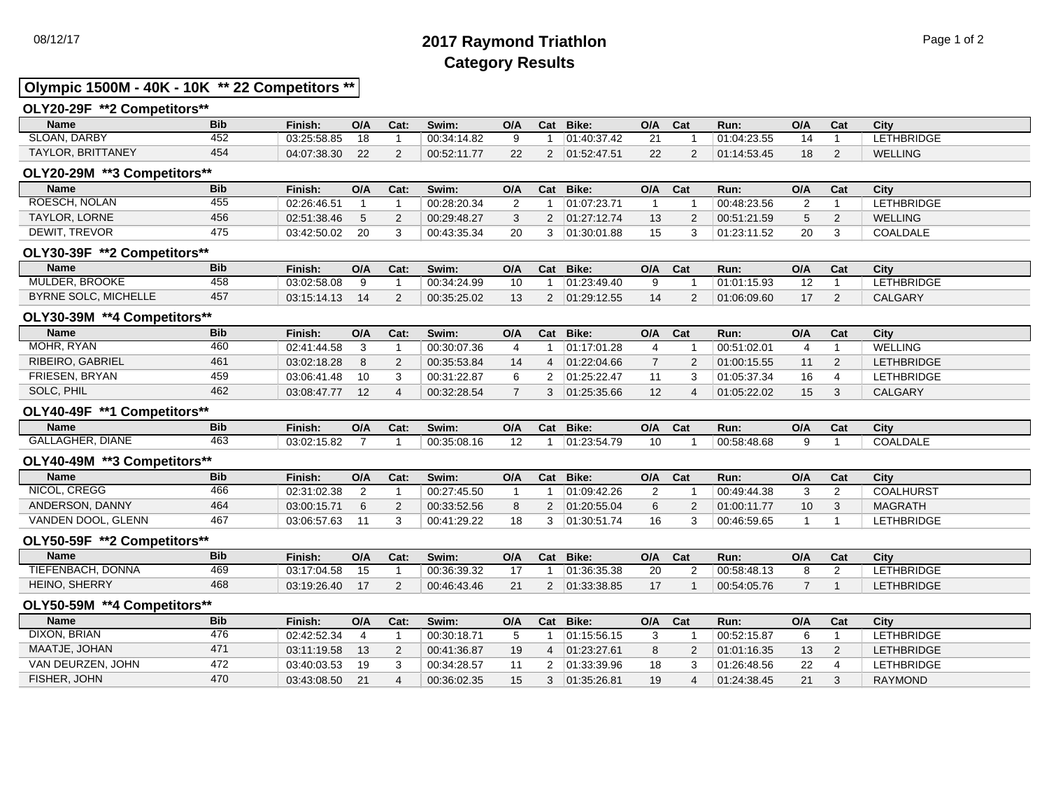# 2017 Raymond Triathlon

## Category Results

### Olympic 1500M - 40K - 10K ** 22 Competitors **

#### OLY20-29F **2 Competitors**

| Name | Bib | Finish: | O/A | Cat: | Swim: | O/A | Cat | Bike: | O/A | Cat | Run: | O/A | Cat | City |
|---|---|---|---|---|---|---|---|---|---|---|---|---|---|---|
| SLOAN, DARBY | 452 | 03:25:58.85 | 18 | 1 | 00:34:14.82 | 9 | 1 | 01:40:37.42 | 21 | 1 | 01:04:23.55 | 14 | 1 | LETHBRIDGE |
| TAYLOR, BRITTANEY | 454 | 04:07:38.30 | 22 | 2 | 00:52:11.77 | 22 | 2 | 01:52:47.51 | 22 | 2 | 01:14:53.45 | 18 | 2 | WELLING |

#### OLY20-29M **3 Competitors**

| Name | Bib | Finish: | O/A | Cat: | Swim: | O/A | Cat | Bike: | O/A | Cat | Run: | O/A | Cat | City |
|---|---|---|---|---|---|---|---|---|---|---|---|---|---|---|
| ROESCH, NOLAN | 455 | 02:26:46.51 | 1 | 1 | 00:28:20.34 | 2 | 1 | 01:07:23.71 | 1 | 1 | 00:48:23.56 | 2 | 1 | LETHBRIDGE |
| TAYLOR, LORNE | 456 | 02:51:38.46 | 5 | 2 | 00:29:48.27 | 3 | 2 | 01:27:12.74 | 13 | 2 | 00:51:21.59 | 5 | 2 | WELLING |
| DEWIT, TREVOR | 475 | 03:42:50.02 | 20 | 3 | 00:43:35.34 | 20 | 3 | 01:30:01.88 | 15 | 3 | 01:23:11.52 | 20 | 3 | COALDALE |

#### OLY30-39F **2 Competitors**

| Name | Bib | Finish: | O/A | Cat: | Swim: | O/A | Cat | Bike: | O/A | Cat | Run: | O/A | Cat | City |
|---|---|---|---|---|---|---|---|---|---|---|---|---|---|---|
| MULDER, BROOKE | 458 | 03:02:58.08 | 9 | 1 | 00:34:24.99 | 10 | 1 | 01:23:49.40 | 9 | 1 | 01:01:15.93 | 12 | 1 | LETHBRIDGE |
| BYRNE SOLC, MICHELLE | 457 | 03:15:14.13 | 14 | 2 | 00:35:25.02 | 13 | 2 | 01:29:12.55 | 14 | 2 | 01:06:09.60 | 17 | 2 | CALGARY |

#### OLY30-39M **4 Competitors**

| Name | Bib | Finish: | O/A | Cat: | Swim: | O/A | Cat | Bike: | O/A | Cat | Run: | O/A | Cat | City |
|---|---|---|---|---|---|---|---|---|---|---|---|---|---|---|
| MOHR, RYAN | 460 | 02:41:44.58 | 3 | 1 | 00:30:07.36 | 4 | 1 | 01:17:01.28 | 4 | 1 | 00:51:02.01 | 4 | 1 | WELLING |
| RIBEIRO, GABRIEL | 461 | 03:02:18.28 | 8 | 2 | 00:35:53.84 | 14 | 4 | 01:22:04.66 | 7 | 2 | 01:00:15.55 | 11 | 2 | LETHBRIDGE |
| FRIESEN, BRYAN | 459 | 03:06:41.48 | 10 | 3 | 00:31:22.87 | 6 | 2 | 01:25:22.47 | 11 | 3 | 01:05:37.34 | 16 | 4 | LETHBRIDGE |
| SOLC, PHIL | 462 | 03:08:47.77 | 12 | 4 | 00:32:28.54 | 7 | 3 | 01:25:35.66 | 12 | 4 | 01:05:22.02 | 15 | 3 | CALGARY |

#### OLY40-49F **1 Competitors**

| Name | Bib | Finish: | O/A | Cat: | Swim: | O/A | Cat | Bike: | O/A | Cat | Run: | O/A | Cat | City |
|---|---|---|---|---|---|---|---|---|---|---|---|---|---|---|
| GALLAGHER, DIANE | 463 | 03:02:15.82 | 7 | 1 | 00:35:08.16 | 12 | 1 | 01:23:54.79 | 10 | 1 | 00:58:48.68 | 9 | 1 | COALDALE |

#### OLY40-49M **3 Competitors**

| Name | Bib | Finish: | O/A | Cat: | Swim: | O/A | Cat | Bike: | O/A | Cat | Run: | O/A | Cat | City |
|---|---|---|---|---|---|---|---|---|---|---|---|---|---|---|
| NICOL, CREGG | 466 | 02:31:02.38 | 2 | 1 | 00:27:45.50 | 1 | 1 | 01:09:42.26 | 2 | 1 | 00:49:44.38 | 3 | 2 | COALHURST |
| ANDERSON, DANNY | 464 | 03:00:15.71 | 6 | 2 | 00:33:52.56 | 8 | 2 | 01:20:55.04 | 6 | 2 | 01:00:11.77 | 10 | 3 | MAGRATH |
| VANDEN DOOL, GLENN | 467 | 03:06:57.63 | 11 | 3 | 00:41:29.22 | 18 | 3 | 01:30:51.74 | 16 | 3 | 00:46:59.65 | 1 | 1 | LETHBRIDGE |

#### OLY50-59F **2 Competitors**

| Name | Bib | Finish: | O/A | Cat: | Swim: | O/A | Cat | Bike: | O/A | Cat | Run: | O/A | Cat | City |
|---|---|---|---|---|---|---|---|---|---|---|---|---|---|---|
| TIEFENBACH, DONNA | 469 | 03:17:04.58 | 15 | 1 | 00:36:39.32 | 17 | 1 | 01:36:35.38 | 20 | 2 | 00:58:48.13 | 8 | 2 | LETHBRIDGE |
| HEINO, SHERRY | 468 | 03:19:26.40 | 17 | 2 | 00:46:43.46 | 21 | 2 | 01:33:38.85 | 17 | 1 | 00:54:05.76 | 7 | 1 | LETHBRIDGE |

#### OLY50-59M **4 Competitors**

| Name | Bib | Finish: | O/A | Cat: | Swim: | O/A | Cat | Bike: | O/A | Cat | Run: | O/A | Cat | City |
|---|---|---|---|---|---|---|---|---|---|---|---|---|---|---|
| DIXON, BRIAN | 476 | 02:42:52.34 | 4 | 1 | 00:30:18.71 | 5 | 1 | 01:15:56.15 | 3 | 1 | 00:52:15.87 | 6 | 1 | LETHBRIDGE |
| MAATJE, JOHAN | 471 | 03:11:19.58 | 13 | 2 | 00:41:36.87 | 19 | 4 | 01:23:27.61 | 8 | 2 | 01:01:16.35 | 13 | 2 | LETHBRIDGE |
| VAN DEURZEN, JOHN | 472 | 03:40:03.53 | 19 | 3 | 00:34:28.57 | 11 | 2 | 01:33:39.96 | 18 | 3 | 01:26:48.56 | 22 | 4 | LETHBRIDGE |
| FISHER, JOHN | 470 | 03:43:08.50 | 21 | 4 | 00:36:02.35 | 15 | 3 | 01:35:26.81 | 19 | 4 | 01:24:38.45 | 21 | 3 | RAYMOND |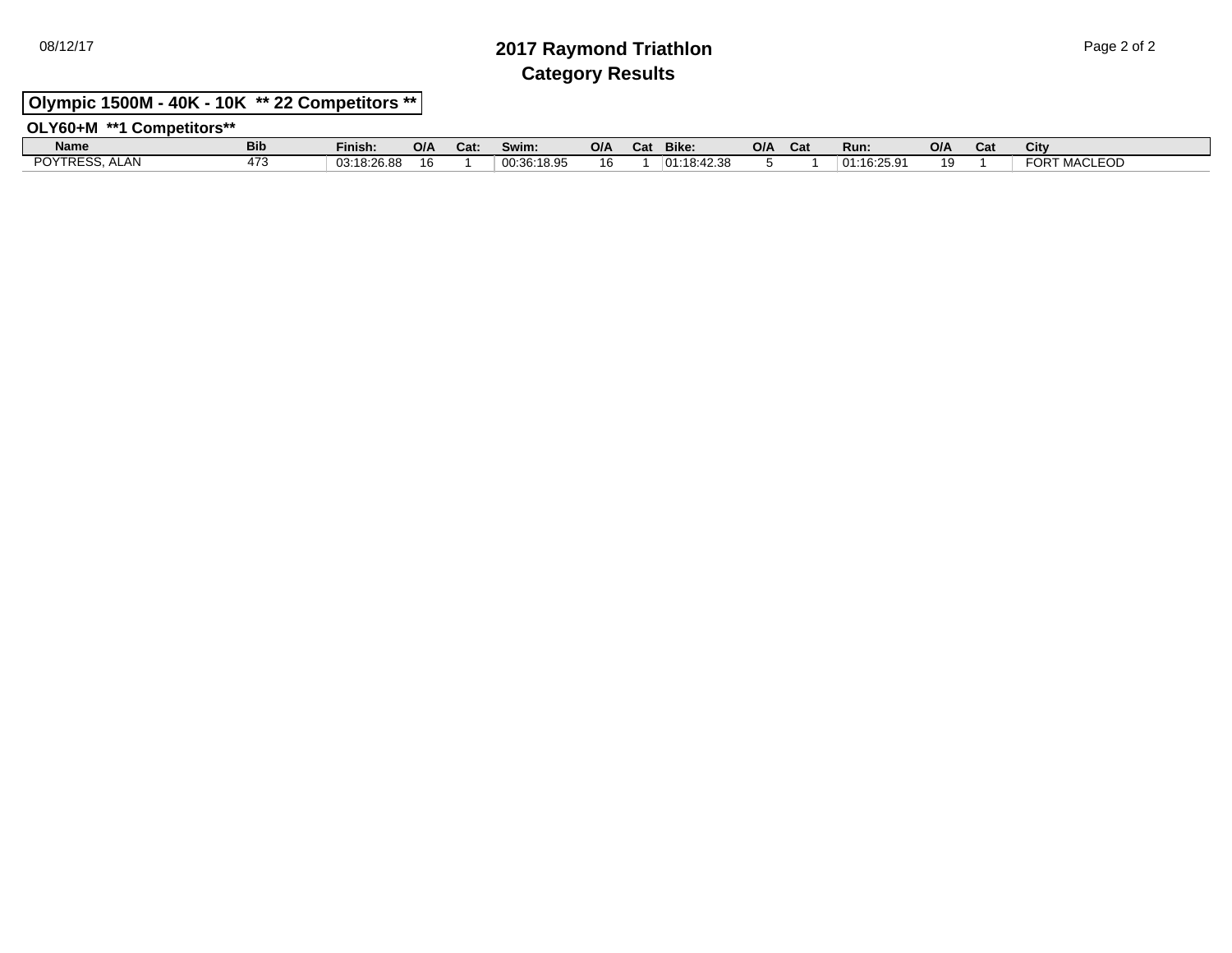# 2017 Raymond Triathlon

## Category Results

### Olympic 1500M - 40K - 10K ** 22 Competitors **

**OLY60+M **1 Competitors****

| Name | Bib | Finish: | O/A | Cat: | Swim: | O/A | Cat | Bike: | O/A | Cat | Run: | O/A | Cat | City |
|---|---|---|---|---|---|---|---|---|---|---|---|---|---|---|
| POYTRESS, ALAN | 473 | 03:18:26.88 | 16 | 1 | 00:36:18.95 | 16 | 1 | 01:18:42.38 | 5 | 1 | 01:16:25.91 | 19 | 1 | FORT MACLEOD |